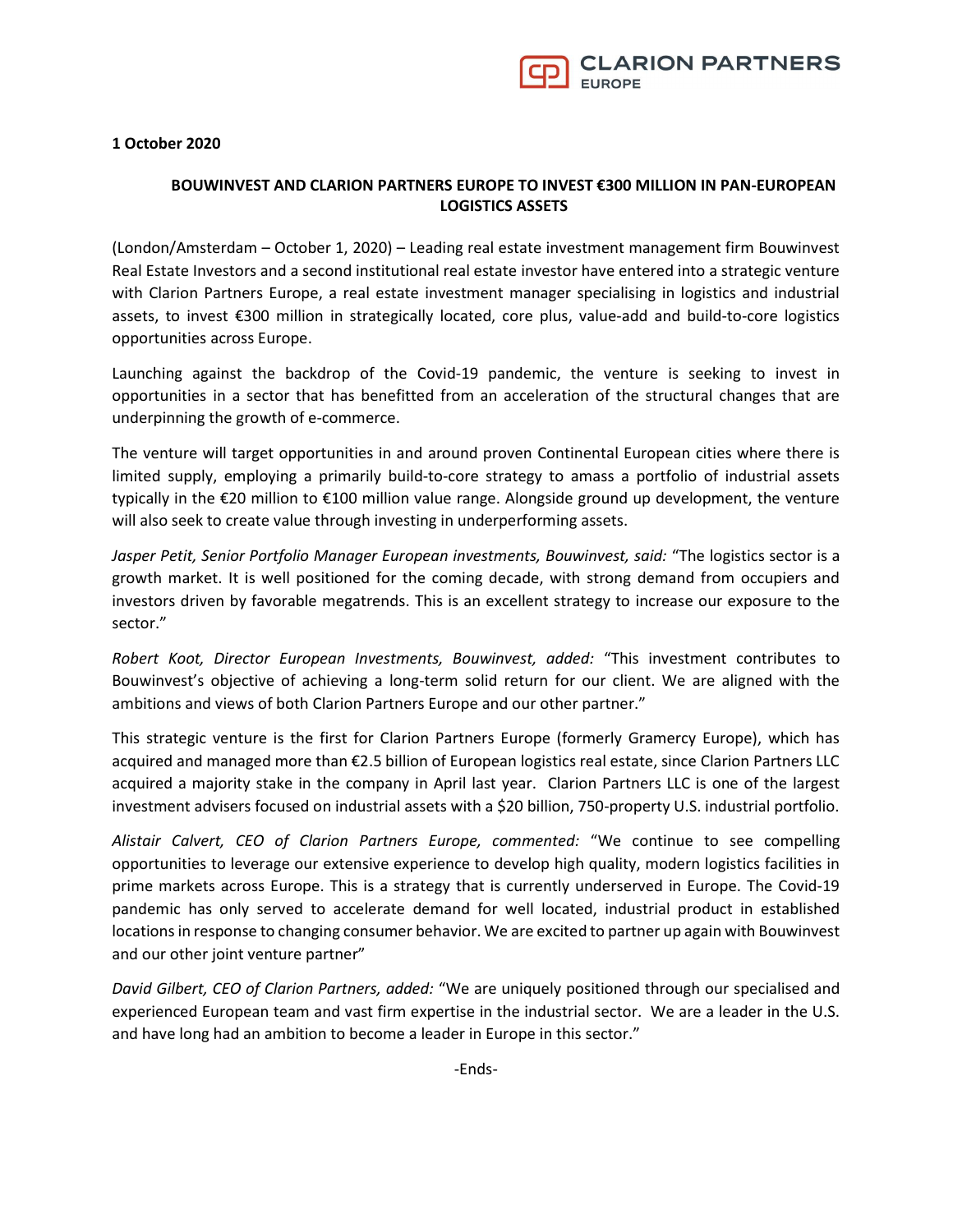**1 October 2020**

**BOUWINVEST AND CLARION PARTNERS EUROPE TO INVEST €300 MILLION IN PAN-EUROPEAN LOGISTICS ASSETS**

(London/Amsterdam – October 1, 2020) – Leading real estate investment management firm Bouwinvest Real Estate Investors and a second institutional real estate investor have entered into a strategic venture with Clarion Partners Europe, a real estate investment manager specialising in logistics and industrial assets, to invest €300 million in strategically located, core plus, value-add and build-to-core logistics opportunities across Europe.

Launching against the backdrop of the Covid-19 pandemic, the venture is seeking to invest in opportunities in a sector that has benefitted from an acceleration of the structural changes that are underpinning the growth of e-commerce.

The venture will target opportunities in and around proven Continental European cities where there is limited supply, employing a primarily build-to-core strategy to amass a portfolio of industrial assets typically in the €20 million to €100 million value range. Alongside ground up development, the venture will also seek to create value through investing in underperforming assets.

*Jasper Petit, Senior Portfolio Manager European investments, Bouwinvest, said:* "The logistics sector is a growth market. It is well positioned for the coming decade, with strong demand from occupiers and investors driven by favorable megatrends. This is an excellent strategy to increase our exposure to the sector."

*Robert Koot, Director European Investments, Bouwinvest, added:* "This investment contributes to Bouwinvest's objective of achieving a long-term solid return for our client. We are aligned with the ambitions and views of both Clarion Partners Europe and our other partner."

This strategic venture is the first for Clarion Partners Europe (formerly Gramercy Europe), which has acquired and managed more than €2.5 billion of European logistics real estate, since Clarion Partners LLC acquired a majority stake in the company in April last year. Clarion Partners LLC is one of the largest investment advisers focused on industrial assets with a $20 billion, 750-property U.S. industrial portfolio.

*Alistair Calvert, CEO of Clarion Partners Europe, commented:* "We continue to see compelling opportunities to leverage our extensive experience to develop high quality, modern logistics facilities in prime markets across Europe. This is a strategy that is currently underserved in Europe. The Covid-19 pandemic has only served to accelerate demand for well located, industrial product in established locations in response to changing consumer behavior. We are excited to partner up again with Bouwinvest and our other joint venture partner"

*David Gilbert, CEO of Clarion Partners, added:* "We are uniquely positioned through our specialised and experienced European team and vast firm expertise in the industrial sector. We are a leader in the U.S. and have long had an ambition to become a leader in Europe in this sector."

-Ends-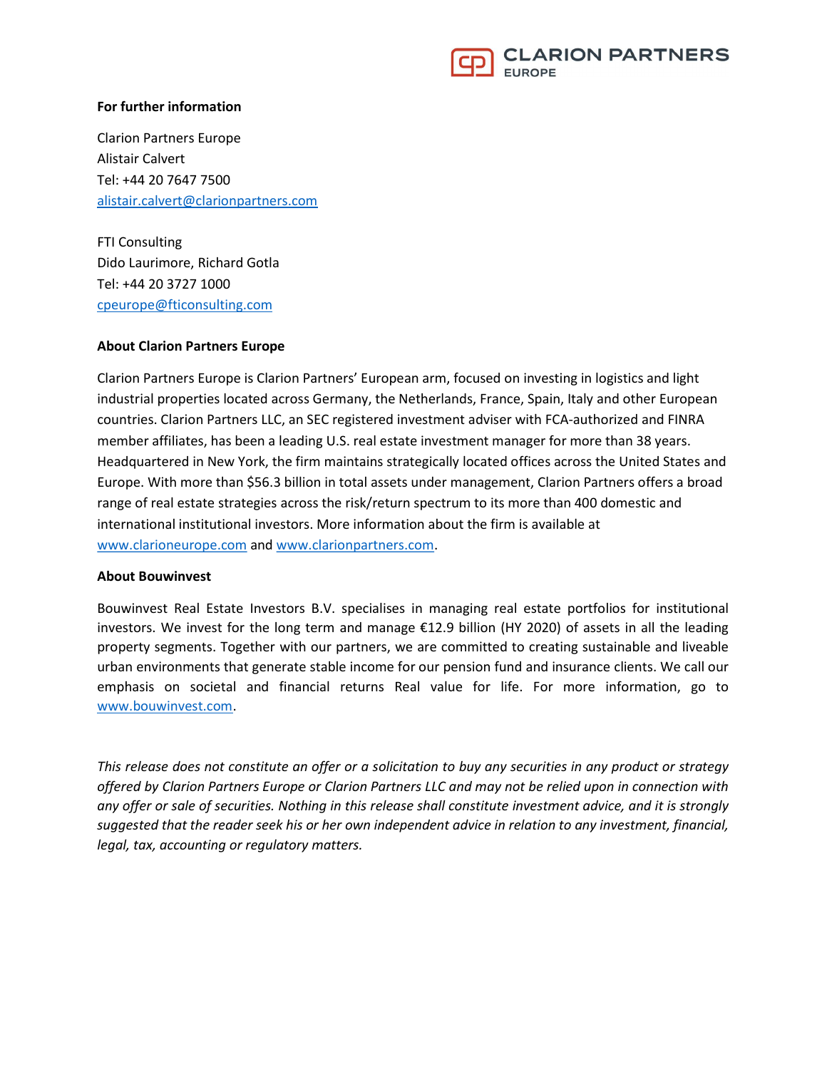**For further information**

Clarion Partners Europe
Alistair Calvert
Tel: +44 20 7647 7500
alistair.calvert@clarionpartners.com

FTI Consulting
Dido Laurimore, Richard Gotla
Tel: +44 20 3727 1000
cpeurope@fticonsulting.com

**About Clarion Partners Europe**

Clarion Partners Europe is Clarion Partners' European arm, focused on investing in logistics and light industrial properties located across Germany, the Netherlands, France, Spain, Italy and other European countries. Clarion Partners LLC, an SEC registered investment adviser with FCA-authorized and FINRA member affiliates, has been a leading U.S. real estate investment manager for more than 38 years. Headquartered in New York, the firm maintains strategically located offices across the United States and Europe. With more than $56.3 billion in total assets under management, Clarion Partners offers a broad range of real estate strategies across the risk/return spectrum to its more than 400 domestic and international institutional investors. More information about the firm is available at www.clarioneurope.com and www.clarionpartners.com.

**About Bouwinvest**

Bouwinvest Real Estate Investors B.V. specialises in managing real estate portfolios for institutional investors. We invest for the long term and manage €12.9 billion (HY 2020) of assets in all the leading property segments. Together with our partners, we are committed to creating sustainable and liveable urban environments that generate stable income for our pension fund and insurance clients. We call our emphasis on societal and financial returns Real value for life. For more information, go to www.bouwinvest.com.

*This release does not constitute an offer or a solicitation to buy any securities in any product or strategy offered by Clarion Partners Europe or Clarion Partners LLC and may not be relied upon in connection with any offer or sale of securities. Nothing in this release shall constitute investment advice, and it is strongly suggested that the reader seek his or her own independent advice in relation to any investment, financial, legal, tax, accounting or regulatory matters.*